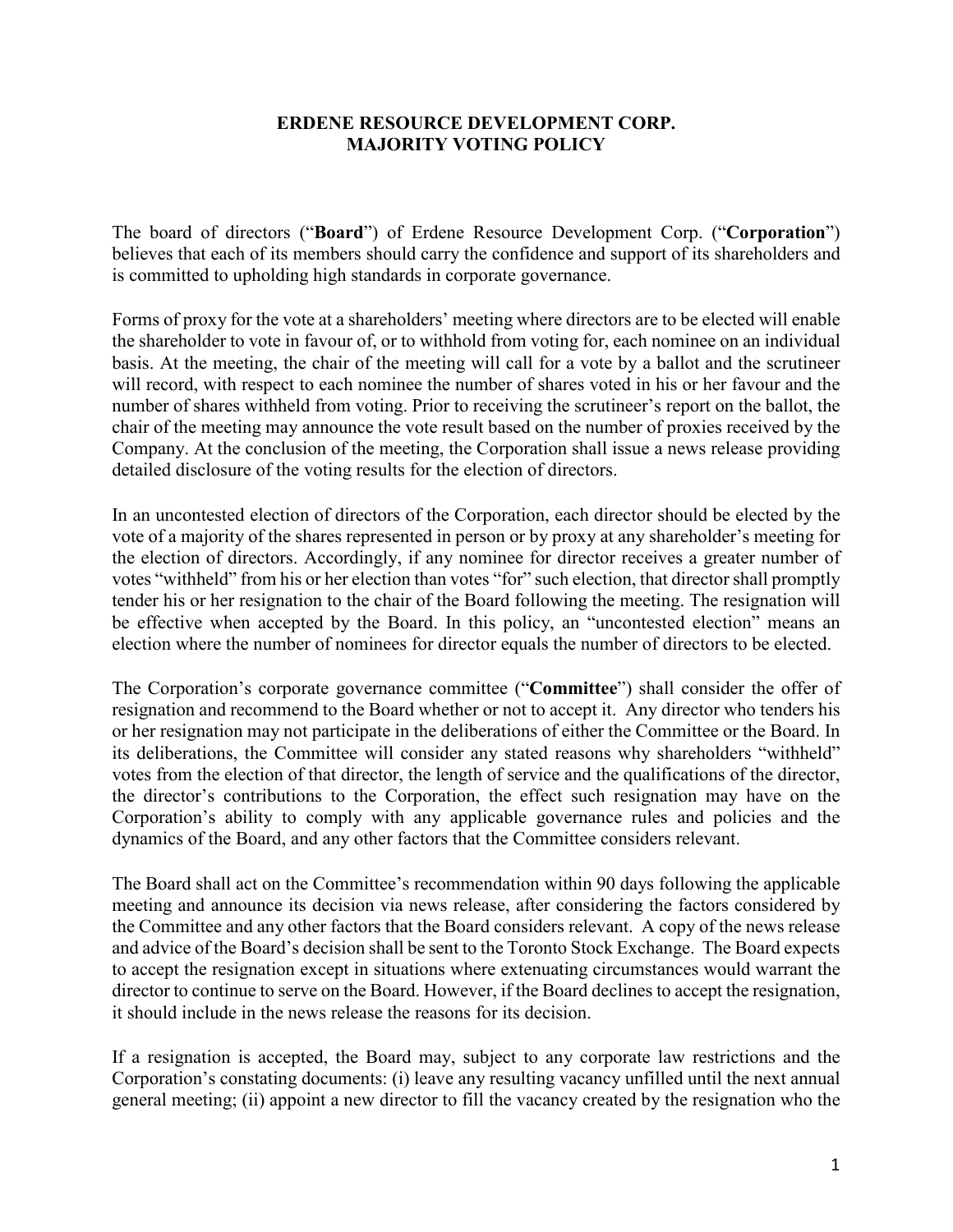# ERDENE RESOURCE DEVELOPMENT CORP.
# MAJORITY VOTING POLICY

The board of directors ("**Board**") of Erdene Resource Development Corp. ("**Corporation**") believes that each of its members should carry the confidence and support of its shareholders and is committed to upholding high standards in corporate governance.

Forms of proxy for the vote at a shareholders' meeting where directors are to be elected will enable the shareholder to vote in favour of, or to withhold from voting for, each nominee on an individual basis. At the meeting, the chair of the meeting will call for a vote by a ballot and the scrutineer will record, with respect to each nominee the number of shares voted in his or her favour and the number of shares withheld from voting. Prior to receiving the scrutineer's report on the ballot, the chair of the meeting may announce the vote result based on the number of proxies received by the Company. At the conclusion of the meeting, the Corporation shall issue a news release providing detailed disclosure of the voting results for the election of directors.

In an uncontested election of directors of the Corporation, each director should be elected by the vote of a majority of the shares represented in person or by proxy at any shareholder's meeting for the election of directors. Accordingly, if any nominee for director receives a greater number of votes "withheld" from his or her election than votes "for" such election, that director shall promptly tender his or her resignation to the chair of the Board following the meeting. The resignation will be effective when accepted by the Board. In this policy, an "uncontested election" means an election where the number of nominees for director equals the number of directors to be elected.

The Corporation's corporate governance committee ("**Committee**") shall consider the offer of resignation and recommend to the Board whether or not to accept it. Any director who tenders his or her resignation may not participate in the deliberations of either the Committee or the Board. In its deliberations, the Committee will consider any stated reasons why shareholders "withheld" votes from the election of that director, the length of service and the qualifications of the director, the director's contributions to the Corporation, the effect such resignation may have on the Corporation's ability to comply with any applicable governance rules and policies and the dynamics of the Board, and any other factors that the Committee considers relevant.

The Board shall act on the Committee's recommendation within 90 days following the applicable meeting and announce its decision via news release, after considering the factors considered by the Committee and any other factors that the Board considers relevant. A copy of the news release and advice of the Board's decision shall be sent to the Toronto Stock Exchange. The Board expects to accept the resignation except in situations where extenuating circumstances would warrant the director to continue to serve on the Board. However, if the Board declines to accept the resignation, it should include in the news release the reasons for its decision.

If a resignation is accepted, the Board may, subject to any corporate law restrictions and the Corporation's constating documents: (i) leave any resulting vacancy unfilled until the next annual general meeting; (ii) appoint a new director to fill the vacancy created by the resignation who the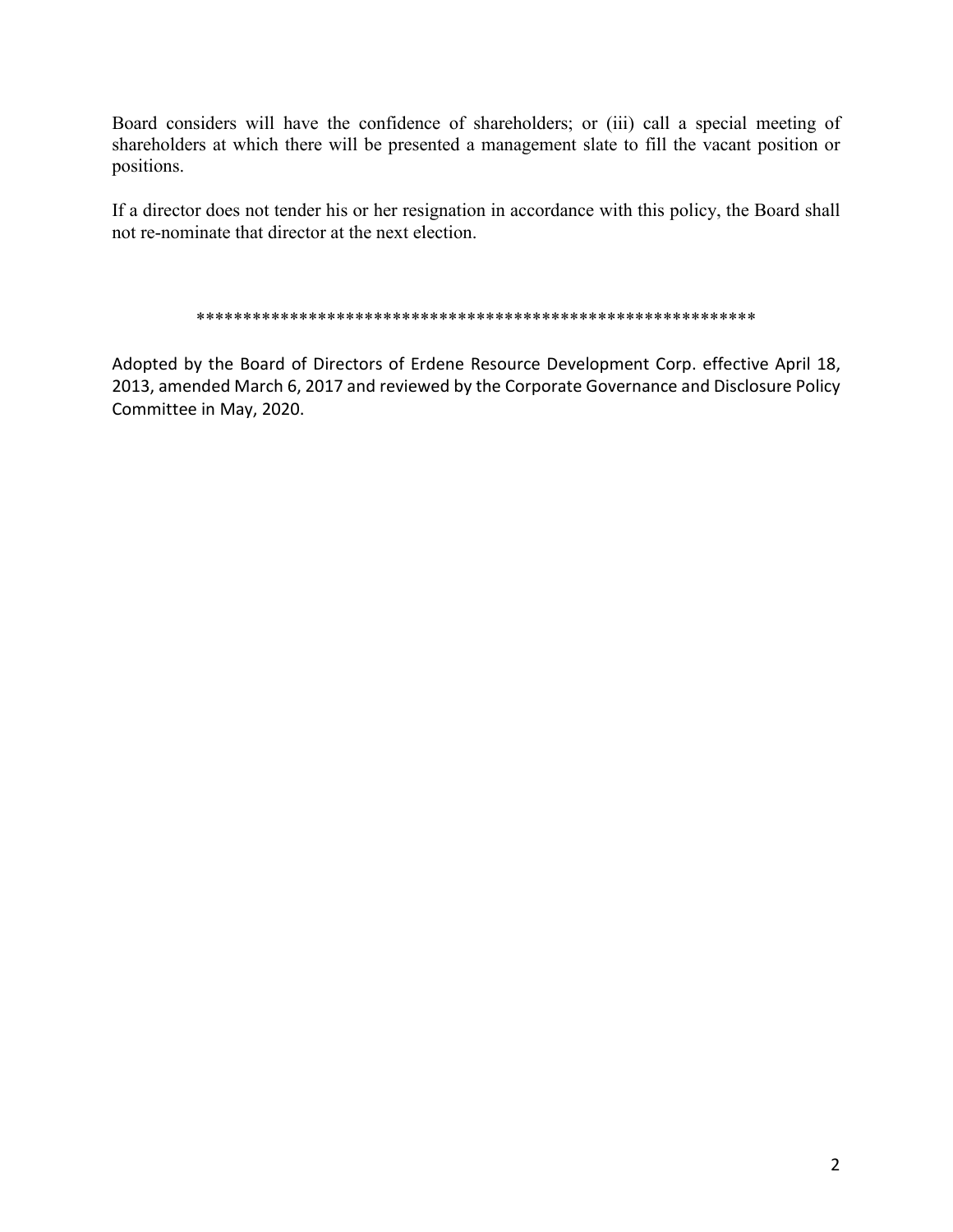Board considers will have the confidence of shareholders; or (iii) call a special meeting of shareholders at which there will be presented a management slate to fill the vacant position or positions.

If a director does not tender his or her resignation in accordance with this policy, the Board shall not re-nominate that director at the next election.

\*\*\*\*\*\*\*\*\*\*\*\*\*\*\*\*\*\*\*\*\*\*\*\*\*\*\*\*\*\*\*\*\*\*\*\*\*\*\*\*\*\*\*\*\*\*\*\*\*\*\*\*\*\*\*\*\*\*\*\*

Adopted by the Board of Directors of Erdene Resource Development Corp. effective April 18, 2013, amended March 6, 2017 and reviewed by the Corporate Governance and Disclosure Policy Committee in May, 2020.